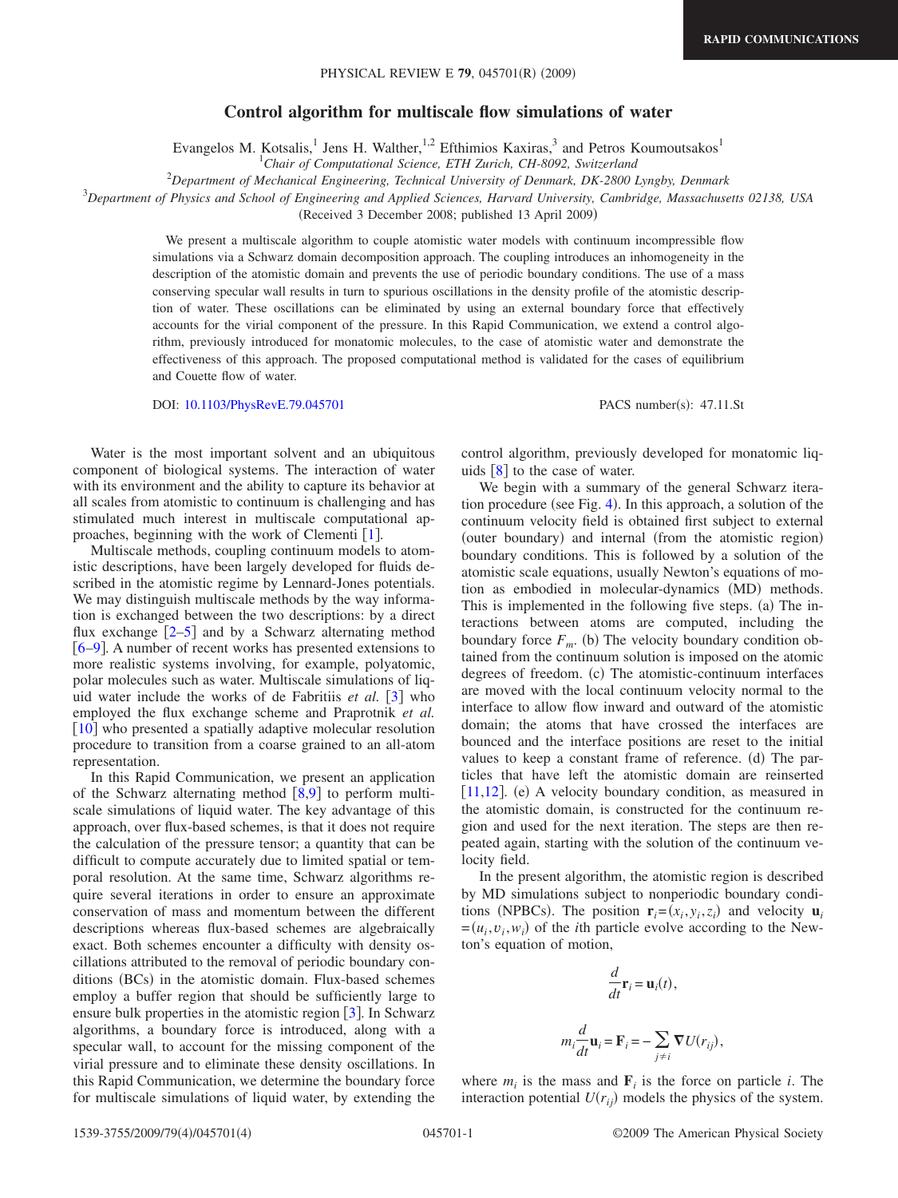# Control algorithm for multiscale flow simulations of water

Evangelos M. Kotsalis,[1] Jens H. Walther,[1,2] Efthimios Kaxiras,[3] and Petros Koumoutsakos[1]

[1]*Chair of Computational Science, ETH Zurich, CH-8092, Switzerland*

[2]*Department of Mechanical Engineering, Technical University of Denmark, DK-2800 Lyngby, Denmark*

[3]*Department of Physics and School of Engineering and Applied Sciences, Harvard University, Cambridge, Massachusetts 02138, USA*

(Received 3 December 2008; published 13 April 2009)

We present a multiscale algorithm to couple atomistic water models with continuum incompressible flow simulations via a Schwarz domain decomposition approach. The coupling introduces an inhomogeneity in the description of the atomistic domain and prevents the use of periodic boundary conditions. The use of a mass conserving specular wall results in turn to spurious oscillations in the density profile of the atomistic description of water. These oscillations can be eliminated by using an external boundary force that effectively accounts for the virial component of the pressure. In this Rapid Communication, we extend a control algorithm, previously introduced for monatomic molecules, to the case of atomistic water and demonstrate the effectiveness of this approach. The proposed computational method is validated for the cases of equilibrium and Couette flow of water.

DOI: 10.1103/PhysRevE.79.045701 PACS number(s): 47.11.St

Water is the most important solvent and an ubiquitous component of biological systems. The interaction of water with its environment and the ability to capture its behavior at all scales from atomistic to continuum is challenging and has stimulated much interest in multiscale computational approaches, beginning with the work of Clementi [1].

Multiscale methods, coupling continuum models to atomistic descriptions, have been largely developed for fluids described in the atomistic regime by Lennard-Jones potentials. We may distinguish multiscale methods by the way information is exchanged between the two descriptions: by a direct flux exchange [2–5] and by a Schwarz alternating method [6–9]. A number of recent works has presented extensions to more realistic systems involving, for example, polyatomic, polar molecules such as water. Multiscale simulations of liquid water include the works of de Fabritiis *et al.* [3] who employed the flux exchange scheme and Praprotnik *et al.* [10] who presented a spatially adaptive molecular resolution procedure to transition from a coarse grained to an all-atom representation.

In this Rapid Communication, we present an application of the Schwarz alternating method [8,9] to perform multiscale simulations of liquid water. The key advantage of this approach, over flux-based schemes, is that it does not require the calculation of the pressure tensor; a quantity that can be difficult to compute accurately due to limited spatial or temporal resolution. At the same time, Schwarz algorithms require several iterations in order to ensure an approximate conservation of mass and momentum between the different descriptions whereas flux-based schemes are algebraically exact. Both schemes encounter a difficulty with density oscillations attributed to the removal of periodic boundary conditions (BCs) in the atomistic domain. Flux-based schemes employ a buffer region that should be sufficiently large to ensure bulk properties in the atomistic region [3]. In Schwarz algorithms, a boundary force is introduced, along with a specular wall, to account for the missing component of the virial pressure and to eliminate these density oscillations. In this Rapid Communication, we determine the boundary force for multiscale simulations of liquid water, by extending the control algorithm, previously developed for monatomic liquids [8] to the case of water.

We begin with a summary of the general Schwarz iteration procedure (see Fig. 4). In this approach, a solution of the continuum velocity field is obtained first subject to external (outer boundary) and internal (from the atomistic region) boundary conditions. This is followed by a solution of the atomistic scale equations, usually Newton's equations of motion as embodied in molecular-dynamics (MD) methods. This is implemented in the following five steps. (a) The interactions between atoms are computed, including the boundary force $F_m$. (b) The velocity boundary condition obtained from the continuum solution is imposed on the atomic degrees of freedom. (c) The atomistic-continuum interfaces are moved with the local continuum velocity normal to the interface to allow flow inward and outward of the atomistic domain; the atoms that have crossed the interfaces are bounced and the interface positions are reset to the initial values to keep a constant frame of reference. (d) The particles that have left the atomistic domain are reinserted [11,12]. (e) A velocity boundary condition, as measured in the atomistic domain, is constructed for the continuum region and used for the next iteration. The steps are then repeated again, starting with the solution of the continuum velocity field.

In the present algorithm, the atomistic region is described by MD simulations subject to nonperiodic boundary conditions (NPBCs). The position $\mathbf{r}_i=(x_i,y_i,z_i)$ and velocity $\mathbf{u}_i=(u_i,v_i,w_i)$ of the $i$th particle evolve according to the Newton's equation of motion,

$$\frac{d}{dt}\mathbf{r}_i=\mathbf{u}_i(t),$$

$$m_i\frac{d}{dt}\mathbf{u}_i=\mathbf{F}_i=-\sum_{j\neq i}\boldsymbol{\nabla}U(r_{ij}),$$

where $m_i$ is the mass and $\mathbf{F}_i$ is the force on particle $i$. The interaction potential $U(r_{ij})$ models the physics of the system.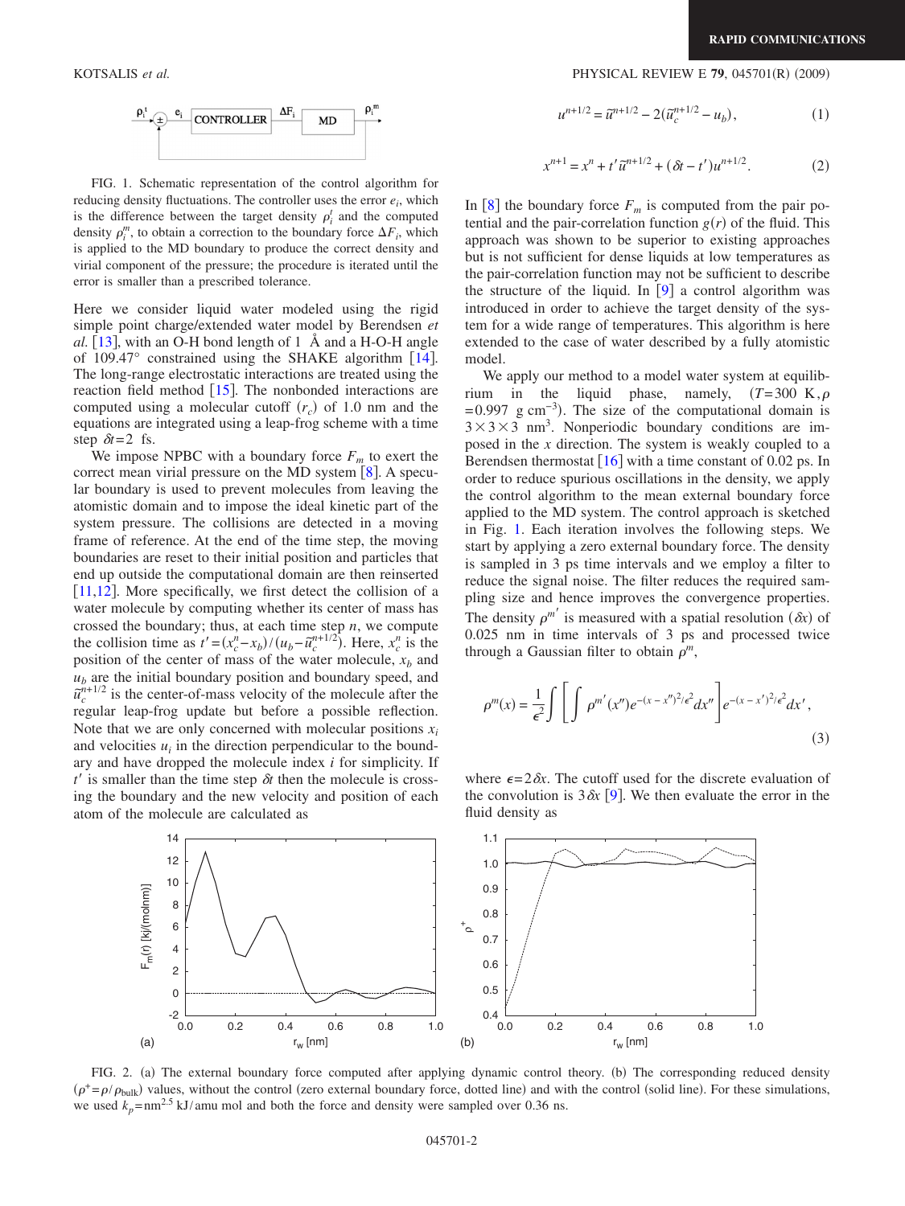FIG. 1. Schematic representation of the control algorithm for reducing density fluctuations. The controller uses the error $e_i$, which is the difference between the target density $\rho_i^t$ and the computed density $\rho_i^m$, to obtain a correction to the boundary force $\Delta F_i$, which is applied to the MD boundary to produce the correct density and virial component of the pressure; the procedure is iterated until the error is smaller than a prescribed tolerance.

Here we consider liquid water modeled using the rigid simple point charge/extended water model by Berendsen *et al.* [13], with an O-H bond length of 1 Å and a H-O-H angle of 109.47° constrained using the SHAKE algorithm [14]. The long-range electrostatic interactions are treated using the reaction field method [15]. The nonbonded interactions are computed using a molecular cutoff ($r_c$) of 1.0 nm and the equations are integrated using a leap-frog scheme with a time step $\delta t = 2$ fs.

We impose NPBC with a boundary force $F_m$ to exert the correct mean virial pressure on the MD system [8]. A specular boundary is used to prevent molecules from leaving the atomistic domain and to impose the ideal kinetic part of the system pressure. The collisions are detected in a moving frame of reference. At the end of the time step, the moving boundaries are reset to their initial position and particles that end up outside the computational domain are then reinserted [11,12]. More specifically, we first detect the collision of a water molecule by computing whether its center of mass has crossed the boundary; thus, at each time step $n$, we compute the collision time as $t' = (x_c^n - x_b)/(u_b - \tilde{u}_c^{n+1/2})$. Here, $x_c^n$ is the position of the center of mass of the water molecule, $x_b$ and $u_b$ are the initial boundary position and boundary speed, and $\tilde{u}_c^{n+1/2}$ is the center-of-mass velocity of the molecule after the regular leap-frog update but before a possible reflection. Note that we are only concerned with molecular positions $x_i$ and velocities $u_i$ in the direction perpendicular to the boundary and have dropped the molecule index $i$ for simplicity. If $t'$ is smaller than the time step $\delta t$ then the molecule is crossing the boundary and the new velocity and position of each atom of the molecule are calculated as

$$u^{n+1/2} = \tilde{u}^{n+1/2} - 2(\tilde{u}_c^{n+1/2} - u_b), \tag{1}$$

$$x^{n+1} = x^n + t'\tilde{u}^{n+1/2} + (\delta t - t')u^{n+1/2}. \tag{2}$$

In [8] the boundary force $F_m$ is computed from the pair potential and the pair-correlation function $g(r)$ of the fluid. This approach was shown to be superior to existing approaches but is not sufficient for dense liquids at low temperatures as the pair-correlation function may not be sufficient to describe the structure of the liquid. In [9] a control algorithm was introduced in order to achieve the target density of the system for a wide range of temperatures. This algorithm is here extended to the case of water described by a fully atomistic model.

We apply our method to a model water system at equilibrium in the liquid phase, namely, ($T=300$ K, $\rho = 0.997$ g cm$^{-3}$). The size of the computational domain is $3\times3\times3$ nm$^3$. Nonperiodic boundary conditions are imposed in the $x$ direction. The system is weakly coupled to a Berendsen thermostat [16] with a time constant of 0.02 ps. In order to reduce spurious oscillations in the density, we apply the control algorithm to the mean external boundary force applied to the MD system. The control approach is sketched in Fig. 1. Each iteration involves the following steps. We start by applying a zero external boundary force. The density is sampled in 3 ps time intervals and we employ a filter to reduce the signal noise. The filter reduces the required sampling size and hence improves the convergence properties. The density $\rho^{m'}$ is measured with a spatial resolution ($\delta x$) of 0.025 nm in time intervals of 3 ps and processed twice through a Gaussian filter to obtain $\rho^m$,

$$\rho^m(x) = \frac{1}{\epsilon^2}\int\left[\int \rho^{m'}(x'')e^{-(x-x'')^2/\epsilon^2}dx''\right]e^{-(x-x')^2/\epsilon^2}dx', \tag{3}$$

where $\epsilon = 2\delta x$. The cutoff used for the discrete evaluation of the convolution is $3\delta x$ [9]. We then evaluate the error in the fluid density as

FIG. 2. (a) The external boundary force computed after applying dynamic control theory. (b) The corresponding reduced density ($\rho^+ = \rho/\rho_{\text{bulk}}$) values, without the control (zero external boundary force, dotted line) and with the control (solid line). For these simulations, we used $k_p = \text{nm}^{2.5}$ kJ/amu mol and both the force and density were sampled over 0.36 ns.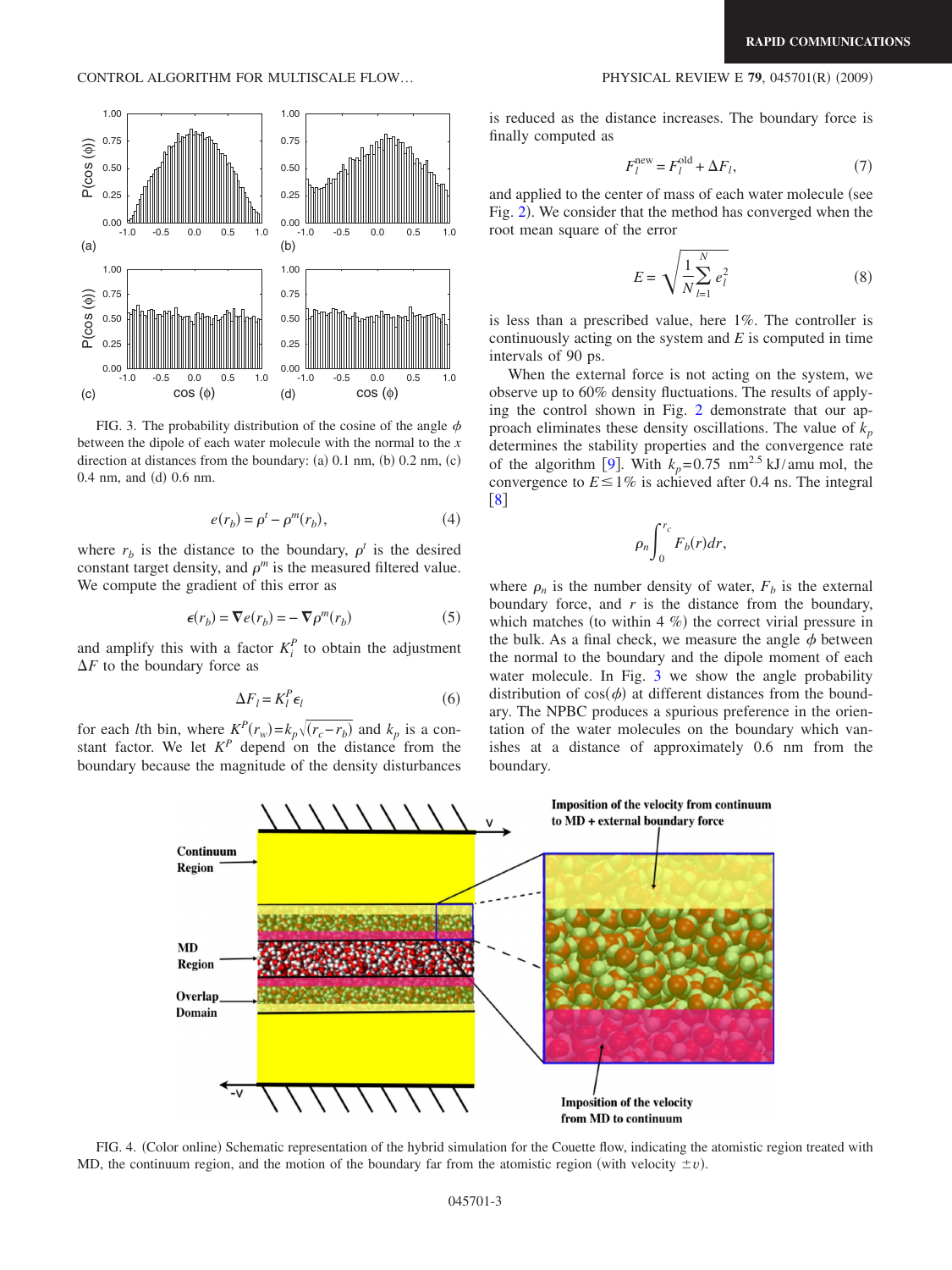FIG. 3. The probability distribution of the cosine of the angle $\phi$ between the dipole of each water molecule with the normal to the $x$ direction at distances from the boundary: (a) 0.1 nm, (b) 0.2 nm, (c) 0.4 nm, and (d) 0.6 nm.

$$e(r_b) = \rho^t - \rho^m(r_b), \tag{4}$$

where $r_b$ is the distance to the boundary, $\rho^t$ is the desired constant target density, and $\rho^m$ is the measured filtered value. We compute the gradient of this error as

$$\epsilon(r_b) = \nabla e(r_b) = -\nabla \rho^m(r_b) \tag{5}$$

and amplify this with a factor $K_l^P$ to obtain the adjustment $\Delta F$ to the boundary force as

$$\Delta F_l = K_l^P \epsilon_l \tag{6}$$

for each $l$th bin, where $K^P(r_w) = k_p\sqrt{(r_c - r_b)}$ and $k_p$ is a constant factor. We let $K^P$ depend on the distance from the boundary because the magnitude of the density disturbances is reduced as the distance increases. The boundary force is finally computed as

$$F_l^{\text{new}} = F_l^{\text{old}} + \Delta F_l, \tag{7}$$

and applied to the center of mass of each water molecule (see Fig. 2). We consider that the method has converged when the root mean square of the error

$$E = \sqrt{\frac{1}{N}\sum_{l=1}^{N} e_l^2} \tag{8}$$

is less than a prescribed value, here 1%. The controller is continuously acting on the system and $E$ is computed in time intervals of 90 ps.

When the external force is not acting on the system, we observe up to 60% density fluctuations. The results of applying the control shown in Fig. 2 demonstrate that our approach eliminates these density oscillations. The value of $k_p$ determines the stability properties and the convergence rate of the algorithm [9]. With $k_p = 0.75\ \text{nm}^{2.5}\ \text{kJ/amu mol}$, the convergence to $E \leq 1\%$ is achieved after 0.4 ns. The integral [8]

$$\rho_n \int_0^{r_c} F_b(r)dr,$$

where $\rho_n$ is the number density of water, $F_b$ is the external boundary force, and $r$ is the distance from the boundary, which matches (to within 4 %) the correct virial pressure in the bulk. As a final check, we measure the angle $\phi$ between the normal to the boundary and the dipole moment of each water molecule. In Fig. 3 we show the angle probability distribution of $\cos(\phi)$ at different distances from the boundary. The NPBC produces a spurious preference in the orientation of the water molecules on the boundary which vanishes at a distance of approximately 0.6 nm from the boundary.

FIG. 4. (Color online) Schematic representation of the hybrid simulation for the Couette flow, indicating the atomistic region treated with MD, the continuum region, and the motion of the boundary far from the atomistic region (with velocity $\pm v$).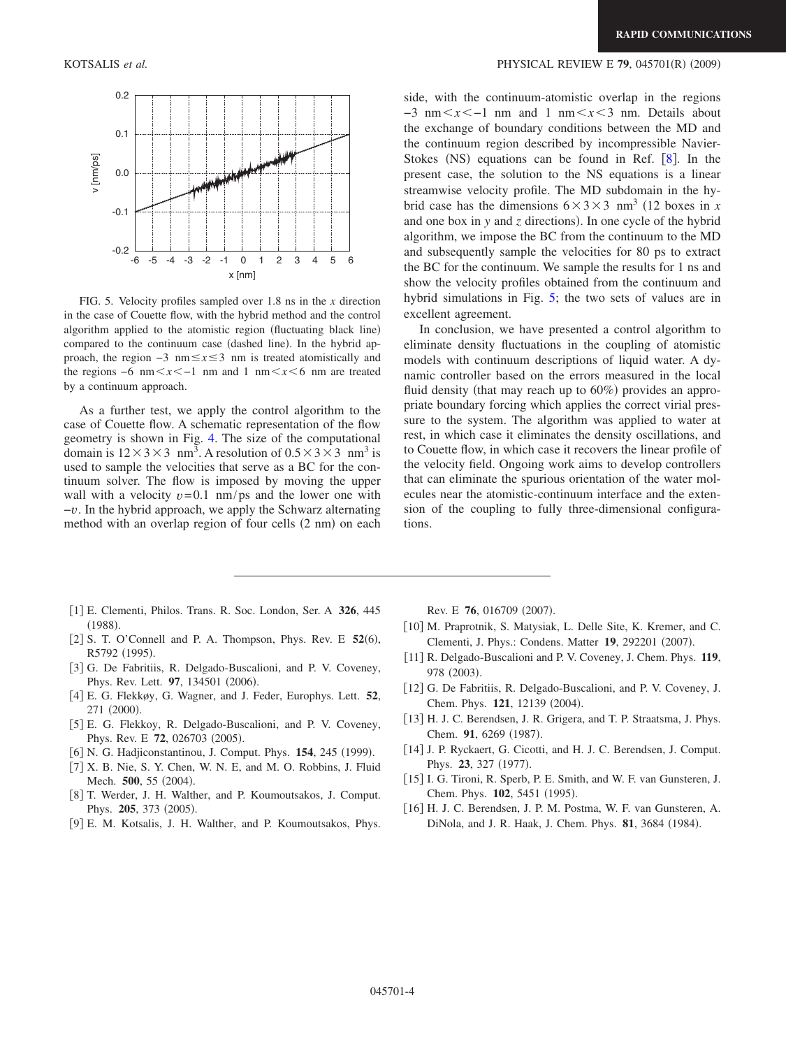0.2
0.1
0.0
-0.1
-0.2
v [nm/ps]
-6 -5 -4 -3 -2 -1 0 1 2 3 4 5 6
x [nm]

FIG. 5. Velocity profiles sampled over 1.8 ns in the $x$ direction in the case of Couette flow, with the hybrid method and the control algorithm applied to the atomistic region (fluctuating black line) compared to the continuum case (dashed line). In the hybrid approach, the region $-3\ \text{nm} \leq x \leq 3\ \text{nm}$ is treated atomistically and the regions $-6\ \text{nm} < x < -1\ \text{nm}$ and $1\ \text{nm} < x < 6\ \text{nm}$ are treated by a continuum approach.

As a further test, we apply the control algorithm to the case of Couette flow. A schematic representation of the flow geometry is shown in Fig. 4. The size of the computational domain is $12 \times 3 \times 3\ \text{nm}^3$. A resolution of $0.5 \times 3 \times 3\ \text{nm}^3$ is used to sample the velocities that serve as a BC for the continuum solver. The flow is imposed by moving the upper wall with a velocity $v = 0.1\ \text{nm/ps}$ and the lower one with $-v$. In the hybrid approach, we apply the Schwarz alternating method with an overlap region of four cells (2 nm) on each side, with the continuum-atomistic overlap in the regions $-3\ \text{nm} < x < -1\ \text{nm}$ and $1\ \text{nm} < x < 3\ \text{nm}$. Details about the exchange of boundary conditions between the MD and the continuum region described by incompressible Navier-Stokes (NS) equations can be found in Ref. [8]. In the present case, the solution to the NS equations is a linear streamwise velocity profile. The MD subdomain in the hybrid case has the dimensions $6 \times 3 \times 3\ \text{nm}^3$ (12 boxes in $x$ and one box in $y$ and $z$ directions). In one cycle of the hybrid algorithm, we impose the BC from the continuum to the MD and subsequently sample the velocities for 80 ps to extract the BC for the continuum. We sample the results for 1 ns and show the velocity profiles obtained from the continuum and hybrid simulations in Fig. 5; the two sets of values are in excellent agreement.

In conclusion, we have presented a control algorithm to eliminate density fluctuations in the coupling of atomistic models with continuum descriptions of liquid water. A dynamic controller based on the errors measured in the local fluid density (that may reach up to 60%) provides an appropriate boundary forcing which applies the correct virial pressure to the system. The algorithm was applied to water at rest, in which case it eliminates the density oscillations, and to Couette flow, in which case it recovers the linear profile of the velocity field. Ongoing work aims to develop controllers that can eliminate the spurious orientation of the water molecules near the atomistic-continuum interface and the extension of the coupling to fully three-dimensional configurations.

---

[1] E. Clementi, Philos. Trans. R. Soc. London, Ser. A **326**, 445 (1988).

[2] S. T. O'Connell and P. A. Thompson, Phys. Rev. E **52**(6), R5792 (1995).

[3] G. De Fabritiis, R. Delgado-Buscalioni, and P. V. Coveney, Phys. Rev. Lett. **97**, 134501 (2006).

[4] E. G. Flekkøy, G. Wagner, and J. Feder, Europhys. Lett. **52**, 271 (2000).

[5] E. G. Flekkoy, R. Delgado-Buscalioni, and P. V. Coveney, Phys. Rev. E **72**, 026703 (2005).

[6] N. G. Hadjiconstantinou, J. Comput. Phys. **154**, 245 (1999).

[7] X. B. Nie, S. Y. Chen, W. N. E, and M. O. Robbins, J. Fluid Mech. **500**, 55 (2004).

[8] T. Werder, J. H. Walther, and P. Koumoutsakos, J. Comput. Phys. **205**, 373 (2005).

[9] E. M. Kotsalis, J. H. Walther, and P. Koumoutsakos, Phys. Rev. E **76**, 016709 (2007).

[10] M. Praprotnik, S. Matysiak, L. Delle Site, K. Kremer, and C. Clementi, J. Phys.: Condens. Matter **19**, 292201 (2007).

[11] R. Delgado-Buscalioni and P. V. Coveney, J. Chem. Phys. **119**, 978 (2003).

[12] G. De Fabritiis, R. Delgado-Buscalioni, and P. V. Coveney, J. Chem. Phys. **121**, 12139 (2004).

[13] H. J. C. Berendsen, J. R. Grigera, and T. P. Straatsma, J. Phys. Chem. **91**, 6269 (1987).

[14] J. P. Ryckaert, G. Cicotti, and H. J. C. Berendsen, J. Comput. Phys. **23**, 327 (1977).

[15] I. G. Tironi, R. Sperb, P. E. Smith, and W. F. van Gunsteren, J. Chem. Phys. **102**, 5451 (1995).

[16] H. J. C. Berendsen, J. P. M. Postma, W. F. van Gunsteren, A. DiNola, and J. R. Haak, J. Chem. Phys. **81**, 3684 (1984).